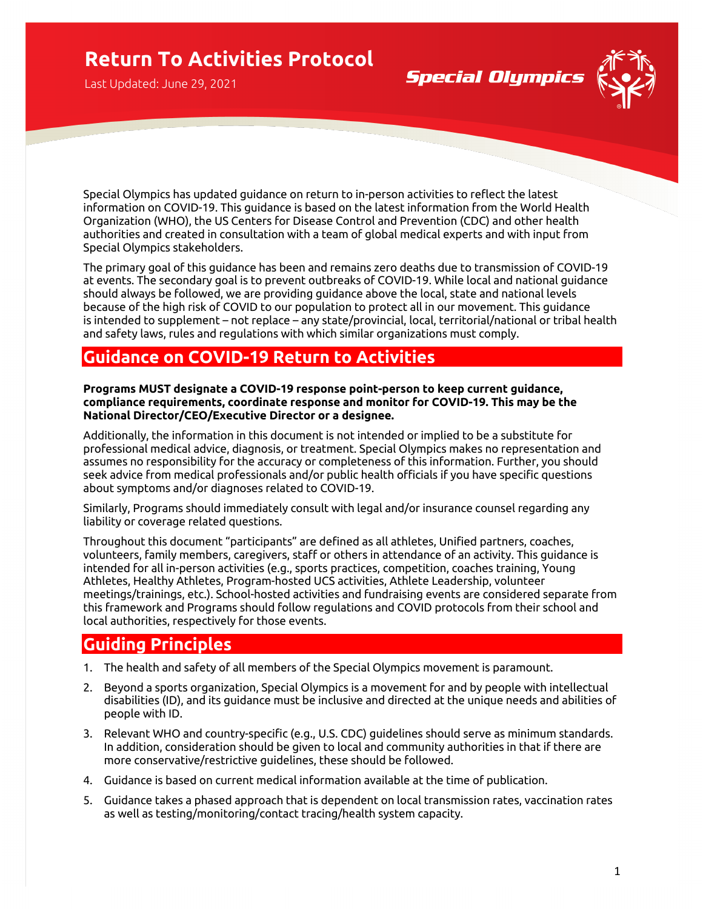# Return To Activities Protocol

Last Updated: June 29, 2021

Special Olympics

Special Olympics has updated guidance on return to in-person activities to reflect the latest information on COVID-19. This guidance is based on the latest information from the World Health Organization (WHO), the US Centers for Disease Control and Prevention (CDC) and other health authorities and created in consultation with a team of global medical experts and with input from Special Olympics stakeholders.

The primary goal of this guidance has been and remains zero deaths due to transmission of COVID-19 at events. The secondary goal is to prevent outbreaks of COVID-19. While local and national guidance should always be followed, we are providing guidance above the local, state and national levels because of the high risk of COVID to our population to protect all in our movement. This guidance is intended to supplement – not replace – any state/provincial, local, territorial/national or tribal health and safety laws, rules and regulations with which similar organizations must comply.

## Guidance on COVID-19 Return to Activities

**Programs MUST designate a COVID-19 response point-person to keep current guidance, compliance requirements, coordinate response and monitor for COVID-19. This may be the National Director/CEO/Executive Director or a designee.**

Additionally, the information in this document is not intended or implied to be a substitute for professional medical advice, diagnosis, or treatment. Special Olympics makes no representation and assumes no responsibility for the accuracy or completeness of this information. Further, you should seek advice from medical professionals and/or public health officials if you have specific questions about symptoms and/or diagnoses related to COVID-19.

Similarly, Programs should immediately consult with legal and/or insurance counsel regarding any liability or coverage related questions.

Throughout this document "participants" are defined as all athletes, Unified partners, coaches, volunteers, family members, caregivers, staff or others in attendance of an activity. This guidance is intended for all in-person activities (e.g., sports practices, competition, coaches training, Young Athletes, Healthy Athletes, Program-hosted UCS activities, Athlete Leadership, volunteer meetings/trainings, etc.). School-hosted activities and fundraising events are considered separate from this framework and Programs should follow regulations and COVID protocols from their school and local authorities, respectively for those events.

## Guiding Principles

1. The health and safety of all members of the Special Olympics movement is paramount.
2. Beyond a sports organization, Special Olympics is a movement for and by people with intellectual disabilities (ID), and its guidance must be inclusive and directed at the unique needs and abilities of people with ID.
3. Relevant WHO and country-specific (e.g., U.S. CDC) guidelines should serve as minimum standards. In addition, consideration should be given to local and community authorities in that if there are more conservative/restrictive guidelines, these should be followed.
4. Guidance is based on current medical information available at the time of publication.
5. Guidance takes a phased approach that is dependent on local transmission rates, vaccination rates as well as testing/monitoring/contact tracing/health system capacity.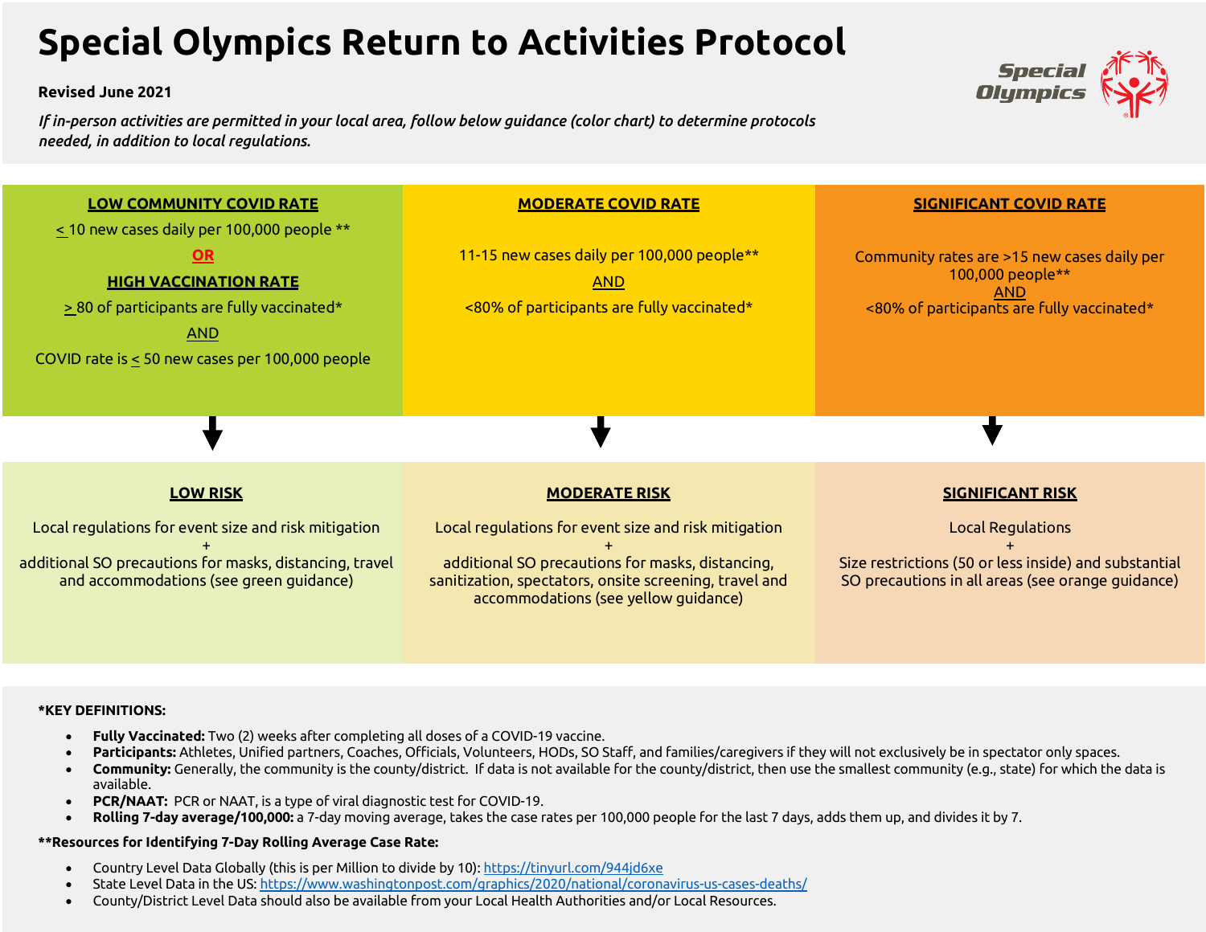# Special Olympics Return to Activities Protocol

**Revised June 2021**

*If in-person activities are permitted in your local area, follow below guidance (color chart) to determine protocols needed, in addition to local regulations.*

| LOW COMMUNITY COVID RATE | MODERATE COVID RATE | SIGNIFICANT COVID RATE |
|---|---|---|
| ≤ 10 new cases daily per 100,000 people ** <br> **OR** <br> **HIGH VACCINATION RATE** <br> ≥ 80 of participants are fully vaccinated* <br> AND <br> COVID rate is ≤ 50 new cases per 100,000 people | 11-15 new cases daily per 100,000 people** <br> AND <br> <80% of participants are fully vaccinated* | Community rates are >15 new cases daily per 100,000 people** <br> AND <br> <80% of participants are fully vaccinated* |
| ↓ | ↓ | ↓ |
| **LOW RISK** <br> Local regulations for event size and risk mitigation <br> + <br> additional SO precautions for masks, distancing, travel and accommodations (see green guidance) | **MODERATE RISK** <br> Local regulations for event size and risk mitigation <br> + <br> additional SO precautions for masks, distancing, sanitization, spectators, onsite screening, travel and accommodations (see yellow guidance) | **SIGNIFICANT RISK** <br> Local Regulations <br> + <br> Size restrictions (50 or less inside) and substantial SO precautions in all areas (see orange guidance) |

**\*KEY DEFINITIONS:**

- **Fully Vaccinated:** Two (2) weeks after completing all doses of a COVID-19 vaccine.
- **Participants:** Athletes, Unified partners, Coaches, Officials, Volunteers, HODs, SO Staff, and families/caregivers if they will not exclusively be in spectator only spaces.
- **Community:** Generally, the community is the county/district. If data is not available for the county/district, then use the smallest community (e.g., state) for which the data is available.
- **PCR/NAAT:** PCR or NAAT, is a type of viral diagnostic test for COVID-19.
- **Rolling 7-day average/100,000:** a 7-day moving average, takes the case rates per 100,000 people for the last 7 days, adds them up, and divides it by 7.

**\*\*Resources for Identifying 7-Day Rolling Average Case Rate:**

- Country Level Data Globally (this is per Million to divide by 10): https://tinyurl.com/944jd6xe
- State Level Data in the US: https://www.washingtonpost.com/graphics/2020/national/coronavirus-us-cases-deaths/
- County/District Level Data should also be available from your Local Health Authorities and/or Local Resources.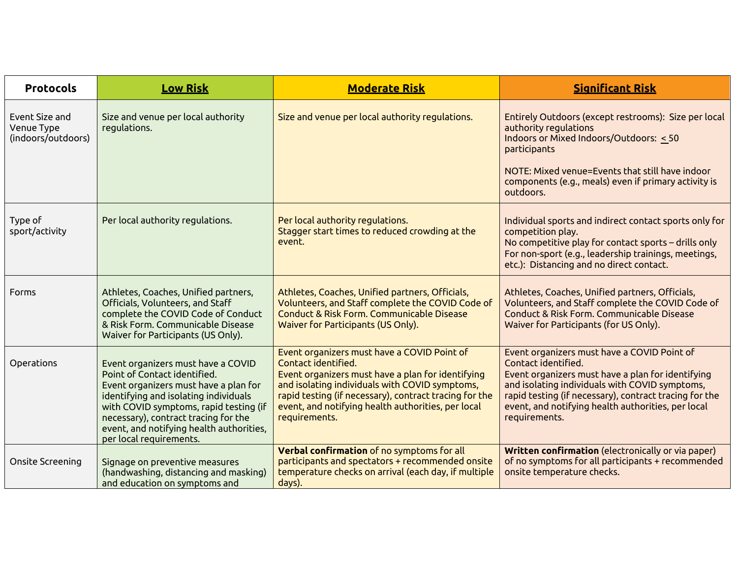| Protocols | **Low Risk** | **Moderate Risk** | **Significant Risk** |
|---|---|---|---|
| Event Size and Venue Type (indoors/outdoors) | Size and venue per local authority regulations. | Size and venue per local authority regulations. | Entirely Outdoors (except restrooms): Size per local authority regulations<br>Indoors or Mixed Indoors/Outdoors: ≤ 50 participants<br><br>NOTE: Mixed venue=Events that still have indoor components (e.g., meals) even if primary activity is outdoors. |
| Type of sport/activity | Per local authority regulations. | Per local authority regulations.<br>Stagger start times to reduced crowding at the event. | Individual sports and indirect contact sports only for competition play.<br>No competitive play for contact sports – drills only<br>For non-sport (e.g., leadership trainings, meetings, etc.): Distancing and no direct contact. |
| Forms | Athletes, Coaches, Unified partners, Officials, Volunteers, and Staff complete the COVID Code of Conduct & Risk Form. Communicable Disease Waiver for Participants (US Only). | Athletes, Coaches, Unified partners, Officials, Volunteers, and Staff complete the COVID Code of Conduct & Risk Form. Communicable Disease Waiver for Participants (US Only). | Athletes, Coaches, Unified partners, Officials, Volunteers, and Staff complete the COVID Code of Conduct & Risk Form. Communicable Disease Waiver for Participants (for US Only). |
| Operations | Event organizers must have a COVID Point of Contact identified.<br>Event organizers must have a plan for identifying and isolating individuals with COVID symptoms, rapid testing (if necessary), contract tracing for the event, and notifying health authorities, per local requirements. | Event organizers must have a COVID Point of Contact identified.<br>Event organizers must have a plan for identifying and isolating individuals with COVID symptoms, rapid testing (if necessary), contract tracing for the event, and notifying health authorities, per local requirements. | Event organizers must have a COVID Point of Contact identified.<br>Event organizers must have a plan for identifying and isolating individuals with COVID symptoms, rapid testing (if necessary), contract tracing for the event, and notifying health authorities, per local requirements. |
| Onsite Screening | Signage on preventive measures (handwashing, distancing and masking) and education on symptoms and | **Verbal confirmation** of no symptoms for all participants and spectators + recommended onsite temperature checks on arrival (each day, if multiple days). | **Written confirmation** (electronically or via paper) of no symptoms for all participants + recommended onsite temperature checks. |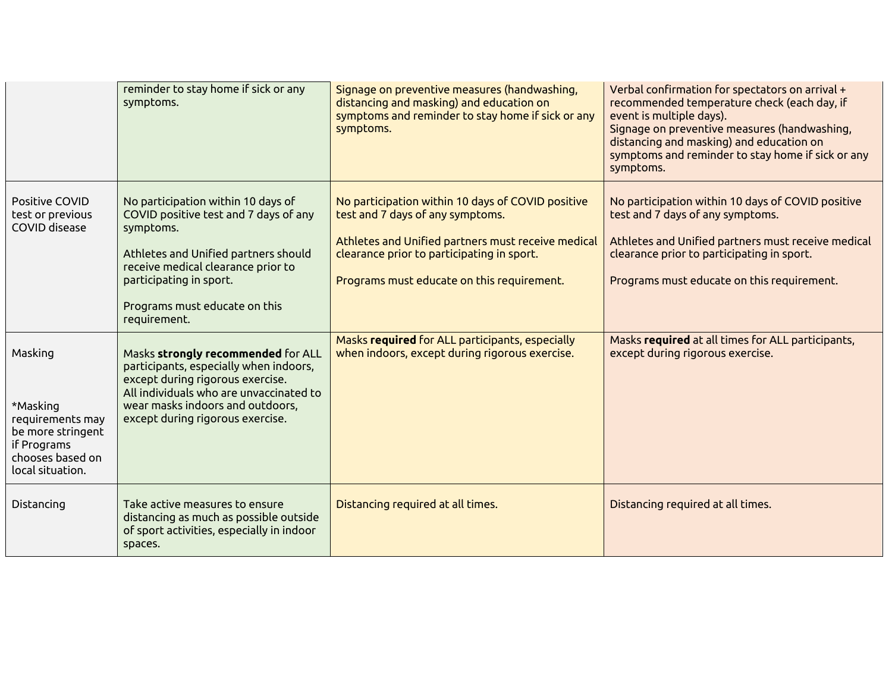| | | | |
|---|---|---|---|
| | reminder to stay home if sick or any symptoms. | Signage on preventive measures (handwashing, distancing and masking) and education on symptoms and reminder to stay home if sick or any symptoms. | Verbal confirmation for spectators on arrival + recommended temperature check (each day, if event is multiple days).<br>Signage on preventive measures (handwashing, distancing and masking) and education on symptoms and reminder to stay home if sick or any symptoms. |
| Positive COVID test or previous COVID disease | No participation within 10 days of COVID positive test and 7 days of any symptoms.<br><br>Athletes and Unified partners should receive medical clearance prior to participating in sport.<br><br>Programs must educate on this requirement. | No participation within 10 days of COVID positive test and 7 days of any symptoms.<br><br>Athletes and Unified partners must receive medical clearance prior to participating in sport.<br><br>Programs must educate on this requirement. | No participation within 10 days of COVID positive test and 7 days of any symptoms.<br><br>Athletes and Unified partners must receive medical clearance prior to participating in sport.<br><br>Programs must educate on this requirement. |
| Masking<br><br>*Masking requirements may be more stringent if Programs chooses based on local situation. | Masks **strongly recommended** for ALL participants, especially when indoors, except during rigorous exercise.<br>All individuals who are unvaccinated to wear masks indoors and outdoors, except during rigorous exercise. | Masks **required** for ALL participants, especially when indoors, except during rigorous exercise. | Masks **required** at all times for ALL participants, except during rigorous exercise. |
| Distancing | Take active measures to ensure distancing as much as possible outside of sport activities, especially in indoor spaces. | Distancing required at all times. | Distancing required at all times. |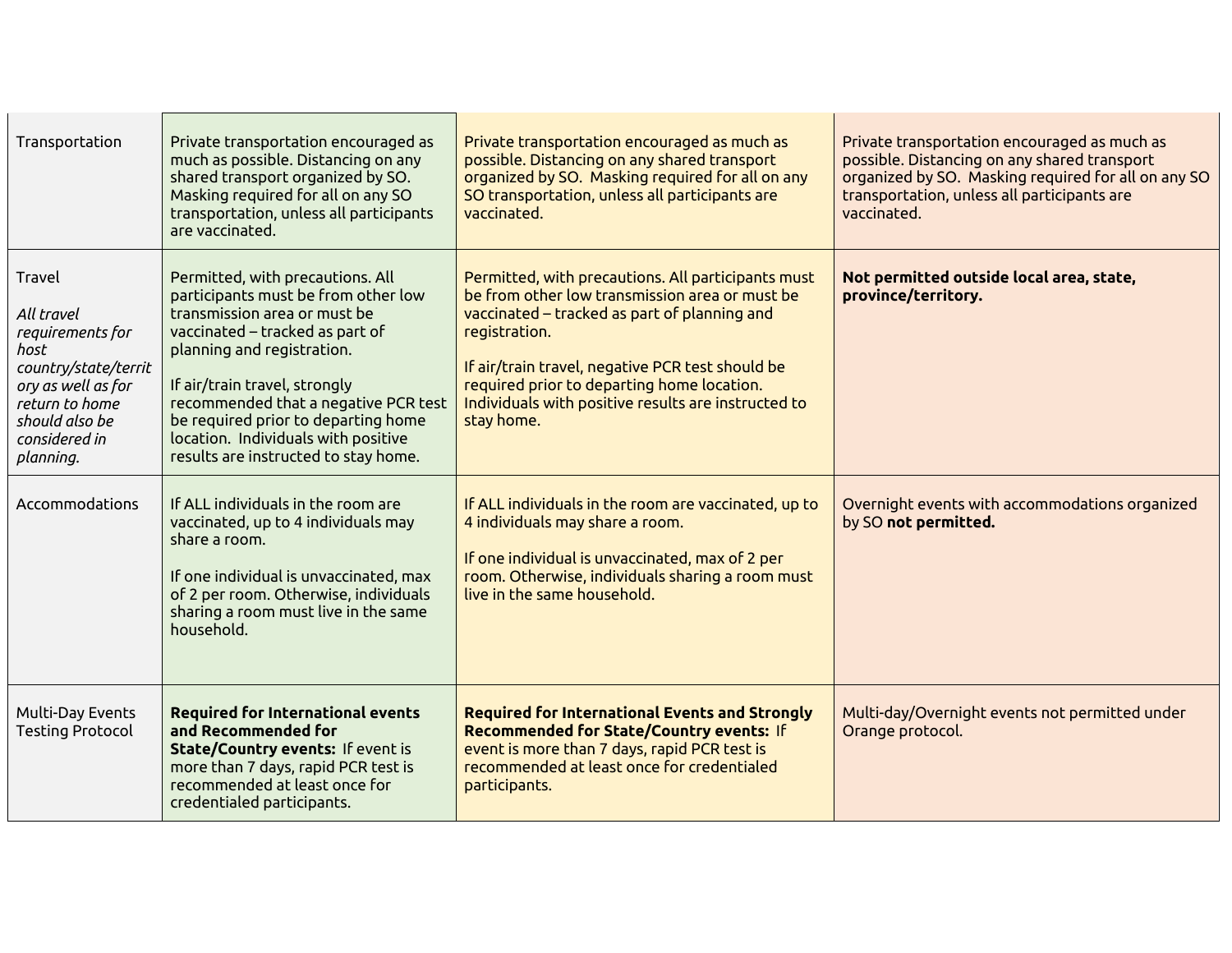| | | | |
|---|---|---|---|
| Transportation | Private transportation encouraged as much as possible. Distancing on any shared transport organized by SO. Masking required for all on any SO transportation, unless all participants are vaccinated. | Private transportation encouraged as much as possible. Distancing on any shared transport organized by SO. Masking required for all on any SO transportation, unless all participants are vaccinated. | Private transportation encouraged as much as possible. Distancing on any shared transport organized by SO. Masking required for all on any SO transportation, unless all participants are vaccinated. |
| Travel<br><br>*All travel requirements for host country/state/territory as well as for return to home should also be considered in planning.* | Permitted, with precautions. All participants must be from other low transmission area or must be vaccinated – tracked as part of planning and registration.<br><br>If air/train travel, strongly recommended that a negative PCR test be required prior to departing home location. Individuals with positive results are instructed to stay home. | Permitted, with precautions. All participants must be from other low transmission area or must be vaccinated – tracked as part of planning and registration.<br><br>If air/train travel, negative PCR test should be required prior to departing home location. Individuals with positive results are instructed to stay home. | **Not permitted outside local area, state, province/territory.** |
| Accommodations | If ALL individuals in the room are vaccinated, up to 4 individuals may share a room.<br><br>If one individual is unvaccinated, max of 2 per room. Otherwise, individuals sharing a room must live in the same household. | If ALL individuals in the room are vaccinated, up to 4 individuals may share a room.<br><br>If one individual is unvaccinated, max of 2 per room. Otherwise, individuals sharing a room must live in the same household. | Overnight events with accommodations organized by SO **not permitted.** |
| Multi-Day Events Testing Protocol | **Required for International events and Recommended for State/Country events:** If event is more than 7 days, rapid PCR test is recommended at least once for credentialed participants. | **Required for International Events and Strongly Recommended for State/Country events:** If event is more than 7 days, rapid PCR test is recommended at least once for credentialed participants. | Multi-day/Overnight events not permitted under Orange protocol. |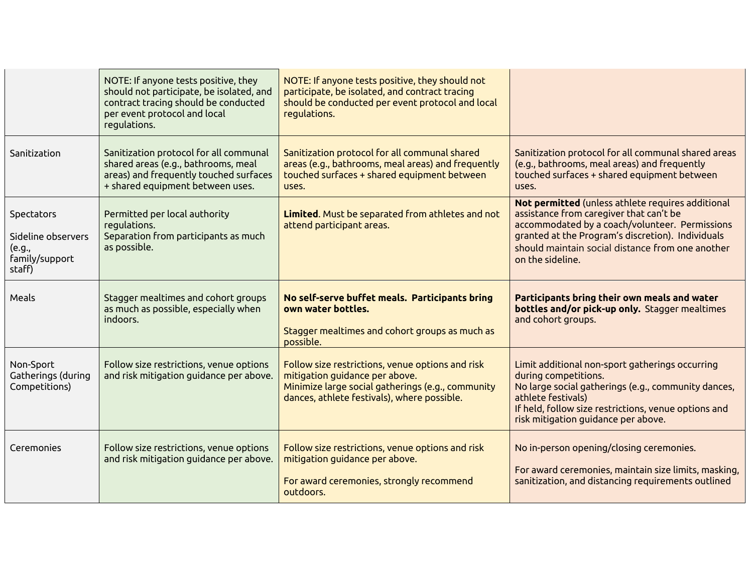| | | | |
|---|---|---|---|
| | NOTE: If anyone tests positive, they should not participate, be isolated, and contract tracing should be conducted per event protocol and local regulations. | NOTE: If anyone tests positive, they should not participate, be isolated, and contract tracing should be conducted per event protocol and local regulations. | |
| Sanitization | Sanitization protocol for all communal shared areas (e.g., bathrooms, meal areas) and frequently touched surfaces + shared equipment between uses. | Sanitization protocol for all communal shared areas (e.g., bathrooms, meal areas) and frequently touched surfaces + shared equipment between uses. | Sanitization protocol for all communal shared areas (e.g., bathrooms, meal areas) and frequently touched surfaces + shared equipment between uses. |
| Spectators<br><br>Sideline observers (e.g., family/support staff) | Permitted per local authority regulations.<br>Separation from participants as much as possible. | **Limited**. Must be separated from athletes and not attend participant areas. | **Not permitted** (unless athlete requires additional assistance from caregiver that can't be accommodated by a coach/volunteer. Permissions granted at the Program's discretion). Individuals should maintain social distance from one another on the sideline. |
| Meals | Stagger mealtimes and cohort groups as much as possible, especially when indoors. | **No self-serve buffet meals. Participants bring own water bottles.**<br><br>Stagger mealtimes and cohort groups as much as possible. | **Participants bring their own meals and water bottles and/or pick-up only.** Stagger mealtimes and cohort groups. |
| Non-Sport Gatherings (during Competitions) | Follow size restrictions, venue options and risk mitigation guidance per above. | Follow size restrictions, venue options and risk mitigation guidance per above.<br>Minimize large social gatherings (e.g., community dances, athlete festivals), where possible. | Limit additional non-sport gatherings occurring during competitions.<br>No large social gatherings (e.g., community dances, athlete festivals)<br>If held, follow size restrictions, venue options and risk mitigation guidance per above. |
| Ceremonies | Follow size restrictions, venue options and risk mitigation guidance per above. | Follow size restrictions, venue options and risk mitigation guidance per above.<br><br>For award ceremonies, strongly recommend outdoors. | No in-person opening/closing ceremonies.<br><br>For award ceremonies, maintain size limits, masking, sanitization, and distancing requirements outlined |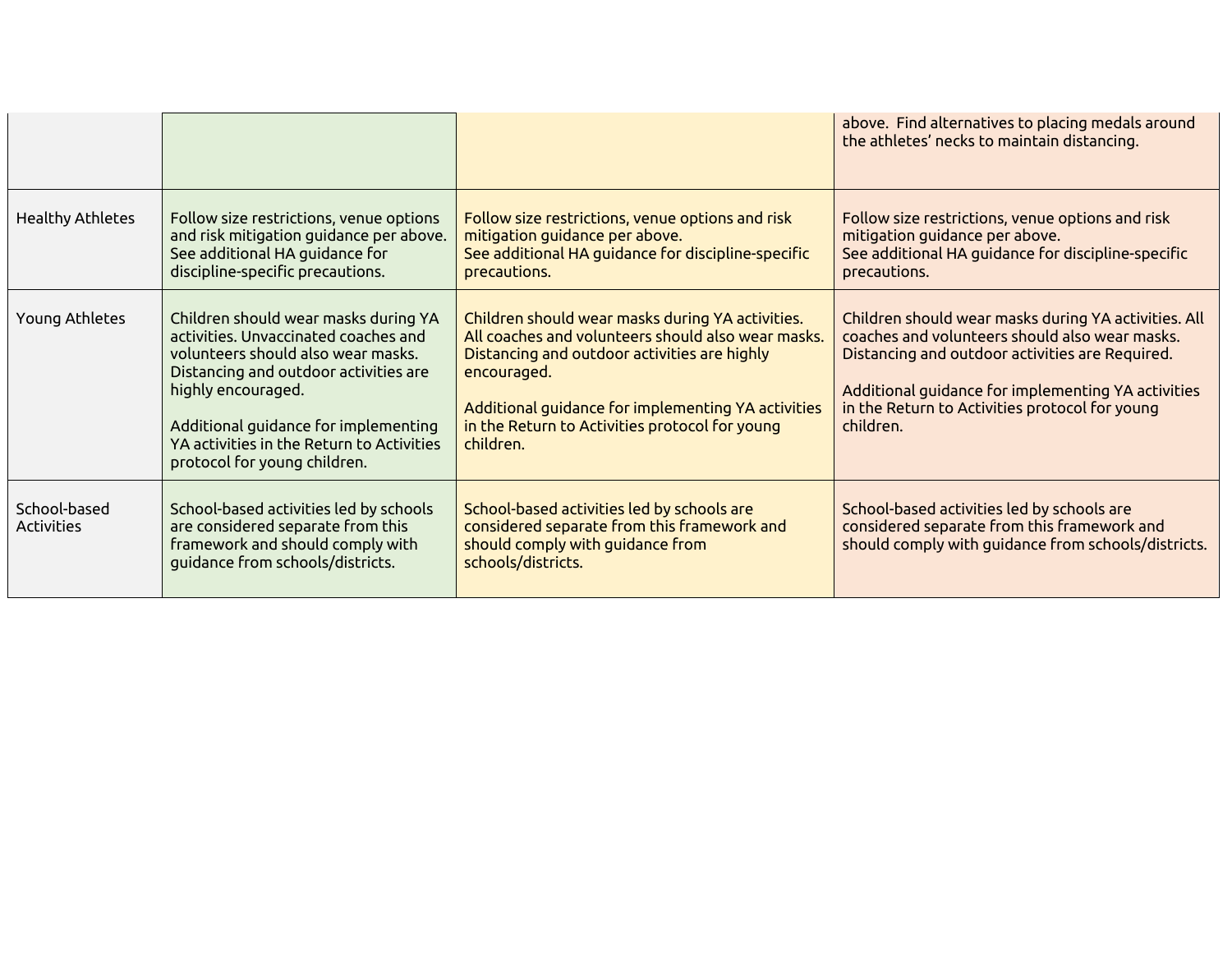| | | | |
|---|---|---|---|
| | | | above. Find alternatives to placing medals around the athletes' necks to maintain distancing. |
| Healthy Athletes | Follow size restrictions, venue options and risk mitigation guidance per above.<br>See additional HA guidance for discipline-specific precautions. | Follow size restrictions, venue options and risk mitigation guidance per above.<br>See additional HA guidance for discipline-specific precautions. | Follow size restrictions, venue options and risk mitigation guidance per above.<br>See additional HA guidance for discipline-specific precautions. |
| Young Athletes | Children should wear masks during YA activities. Unvaccinated coaches and volunteers should also wear masks. Distancing and outdoor activities are highly encouraged.<br><br>Additional guidance for implementing YA activities in the Return to Activities protocol for young children. | Children should wear masks during YA activities. All coaches and volunteers should also wear masks. Distancing and outdoor activities are highly encouraged.<br><br>Additional guidance for implementing YA activities in the Return to Activities protocol for young children. | Children should wear masks during YA activities. All coaches and volunteers should also wear masks. Distancing and outdoor activities are Required.<br><br>Additional guidance for implementing YA activities in the Return to Activities protocol for young children. |
| School-based Activities | School-based activities led by schools are considered separate from this framework and should comply with guidance from schools/districts. | School-based activities led by schools are considered separate from this framework and should comply with guidance from schools/districts. | School-based activities led by schools are considered separate from this framework and should comply with guidance from schools/districts. |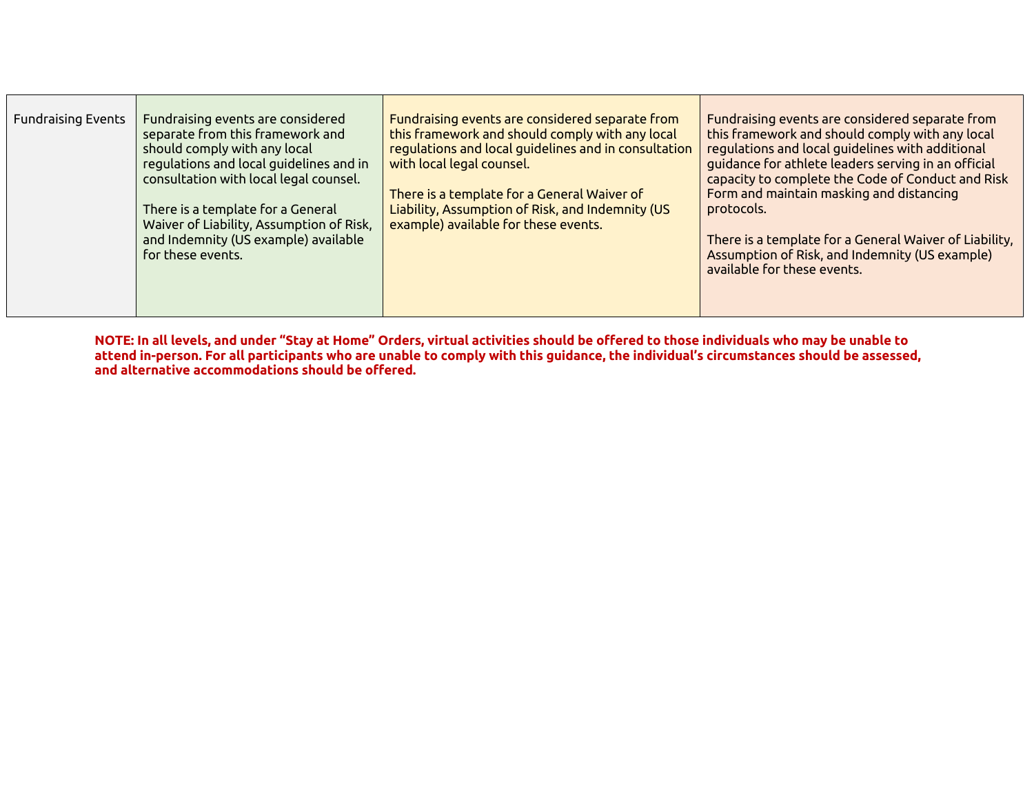| Fundraising Events | Fundraising events are considered separate from this framework and should comply with any local regulations and local guidelines and in consultation with local legal counsel.<br><br>There is a template for a General Waiver of Liability, Assumption of Risk, and Indemnity (US example) available for these events. | Fundraising events are considered separate from this framework and should comply with any local regulations and local guidelines and in consultation with local legal counsel.<br><br>There is a template for a General Waiver of Liability, Assumption of Risk, and Indemnity (US example) available for these events. | Fundraising events are considered separate from this framework and should comply with any local regulations and local guidelines with additional guidance for athlete leaders serving in an official capacity to complete the Code of Conduct and Risk Form and maintain masking and distancing protocols.<br><br>There is a template for a General Waiver of Liability, Assumption of Risk, and Indemnity (US example) available for these events. |
|---|---|---|---|

**NOTE: In all levels, and under "Stay at Home" Orders, virtual activities should be offered to those individuals who may be unable to attend in-person. For all participants who are unable to comply with this guidance, the individual's circumstances should be assessed, and alternative accommodations should be offered.**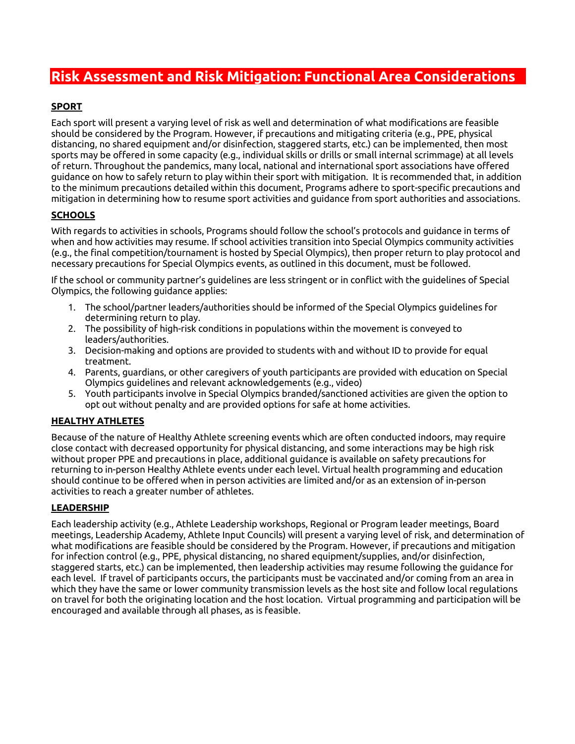## Risk Assessment and Risk Mitigation: Functional Area Considerations

**SPORT**

Each sport will present a varying level of risk as well and determination of what modifications are feasible should be considered by the Program. However, if precautions and mitigating criteria (e.g., PPE, physical distancing, no shared equipment and/or disinfection, staggered starts, etc.) can be implemented, then most sports may be offered in some capacity (e.g., individual skills or drills or small internal scrimmage) at all levels of return. Throughout the pandemics, many local, national and international sport associations have offered guidance on how to safely return to play within their sport with mitigation. It is recommended that, in addition to the minimum precautions detailed within this document, Programs adhere to sport-specific precautions and mitigation in determining how to resume sport activities and guidance from sport authorities and associations.

**SCHOOLS**

With regards to activities in schools, Programs should follow the school's protocols and guidance in terms of when and how activities may resume. If school activities transition into Special Olympics community activities (e.g., the final competition/tournament is hosted by Special Olympics), then proper return to play protocol and necessary precautions for Special Olympics events, as outlined in this document, must be followed.

If the school or community partner's guidelines are less stringent or in conflict with the guidelines of Special Olympics, the following guidance applies:

1. The school/partner leaders/authorities should be informed of the Special Olympics guidelines for determining return to play.
2. The possibility of high-risk conditions in populations within the movement is conveyed to leaders/authorities.
3. Decision-making and options are provided to students with and without ID to provide for equal treatment.
4. Parents, guardians, or other caregivers of youth participants are provided with education on Special Olympics guidelines and relevant acknowledgements (e.g., video)
5. Youth participants involve in Special Olympics branded/sanctioned activities are given the option to opt out without penalty and are provided options for safe at home activities.

**HEALTHY ATHLETES**

Because of the nature of Healthy Athlete screening events which are often conducted indoors, may require close contact with decreased opportunity for physical distancing, and some interactions may be high risk without proper PPE and precautions in place, additional guidance is available on safety precautions for returning to in-person Healthy Athlete events under each level. Virtual health programming and education should continue to be offered when in person activities are limited and/or as an extension of in-person activities to reach a greater number of athletes.

**LEADERSHIP**

Each leadership activity (e.g., Athlete Leadership workshops, Regional or Program leader meetings, Board meetings, Leadership Academy, Athlete Input Councils) will present a varying level of risk, and determination of what modifications are feasible should be considered by the Program. However, if precautions and mitigation for infection control (e.g., PPE, physical distancing, no shared equipment/supplies, and/or disinfection, staggered starts, etc.) can be implemented, then leadership activities may resume following the guidance for each level. If travel of participants occurs, the participants must be vaccinated and/or coming from an area in which they have the same or lower community transmission levels as the host site and follow local regulations on travel for both the originating location and the host location. Virtual programming and participation will be encouraged and available through all phases, as is feasible.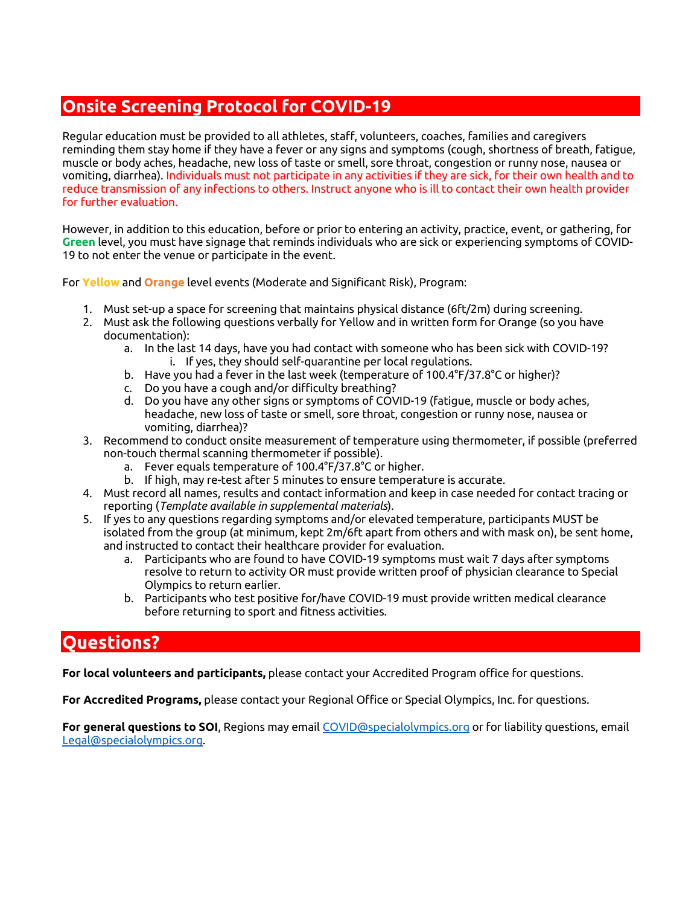## Onsite Screening Protocol for COVID-19

Regular education must be provided to all athletes, staff, volunteers, coaches, families and caregivers reminding them stay home if they have a fever or any signs and symptoms (cough, shortness of breath, fatigue, muscle or body aches, headache, new loss of taste or smell, sore throat, congestion or runny nose, nausea or vomiting, diarrhea). Individuals must not participate in any activities if they are sick, for their own health and to reduce transmission of any infections to others. Instruct anyone who is ill to contact their own health provider for further evaluation.

However, in addition to this education, before or prior to entering an activity, practice, event, or gathering, for **Green** level, you must have signage that reminds individuals who are sick or experiencing symptoms of COVID-19 to not enter the venue or participate in the event.

For **Yellow** and **Orange** level events (Moderate and Significant Risk), Program:

1. Must set-up a space for screening that maintains physical distance (6ft/2m) during screening.
2. Must ask the following questions verbally for Yellow and in written form for Orange (so you have documentation):
   a. In the last 14 days, have you had contact with someone who has been sick with COVID-19?
      i. If yes, they should self-quarantine per local regulations.
   b. Have you had a fever in the last week (temperature of 100.4°F/37.8°C or higher)?
   c. Do you have a cough and/or difficulty breathing?
   d. Do you have any other signs or symptoms of COVID-19 (fatigue, muscle or body aches, headache, new loss of taste or smell, sore throat, congestion or runny nose, nausea or vomiting, diarrhea)?
3. Recommend to conduct onsite measurement of temperature using thermometer, if possible (preferred non-touch thermal scanning thermometer if possible).
   a. Fever equals temperature of 100.4°F/37.8°C or higher.
   b. If high, may re-test after 5 minutes to ensure temperature is accurate.
4. Must record all names, results and contact information and keep in case needed for contact tracing or reporting (*Template available in supplemental materials*).
5. If yes to any questions regarding symptoms and/or elevated temperature, participants MUST be isolated from the group (at minimum, kept 2m/6ft apart from others and with mask on), be sent home, and instructed to contact their healthcare provider for evaluation.
   a. Participants who are found to have COVID-19 symptoms must wait 7 days after symptoms resolve to return to activity OR must provide written proof of physician clearance to Special Olympics to return earlier.
   b. Participants who test positive for/have COVID-19 must provide written medical clearance before returning to sport and fitness activities.

## Questions?

**For local volunteers and participants,** please contact your Accredited Program office for questions.

**For Accredited Programs,** please contact your Regional Office or Special Olympics, Inc. for questions.

**For general questions to SOI**, Regions may email COVID@specialolympics.org or for liability questions, email Legal@specialolympics.org.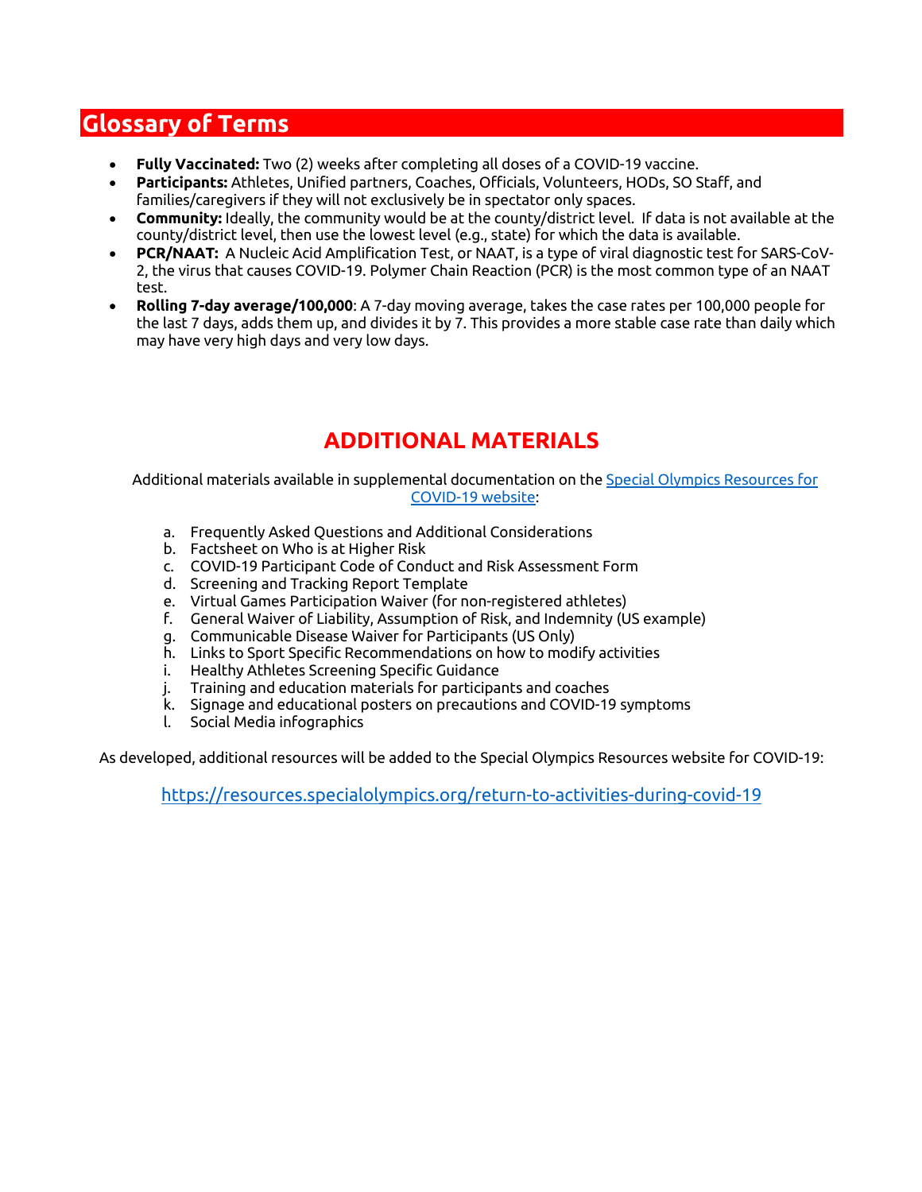## Glossary of Terms

- **Fully Vaccinated:** Two (2) weeks after completing all doses of a COVID-19 vaccine.
- **Participants:** Athletes, Unified partners, Coaches, Officials, Volunteers, HODs, SO Staff, and families/caregivers if they will not exclusively be in spectator only spaces.
- **Community:** Ideally, the community would be at the county/district level. If data is not available at the county/district level, then use the lowest level (e.g., state) for which the data is available.
- **PCR/NAAT:** A Nucleic Acid Amplification Test, or NAAT, is a type of viral diagnostic test for SARS-CoV-2, the virus that causes COVID-19. Polymer Chain Reaction (PCR) is the most common type of an NAAT test.
- **Rolling 7-day average/100,000**: A 7-day moving average, takes the case rates per 100,000 people for the last 7 days, adds them up, and divides it by 7. This provides a more stable case rate than daily which may have very high days and very low days.

## ADDITIONAL MATERIALS

Additional materials available in supplemental documentation on the [Special Olympics Resources for COVID-19 website]:

a. Frequently Asked Questions and Additional Considerations
b. Factsheet on Who is at Higher Risk
c. COVID-19 Participant Code of Conduct and Risk Assessment Form
d. Screening and Tracking Report Template
e. Virtual Games Participation Waiver (for non-registered athletes)
f. General Waiver of Liability, Assumption of Risk, and Indemnity (US example)
g. Communicable Disease Waiver for Participants (US Only)
h. Links to Sport Specific Recommendations on how to modify activities
i. Healthy Athletes Screening Specific Guidance
j. Training and education materials for participants and coaches
k. Signage and educational posters on precautions and COVID-19 symptoms
l. Social Media infographics

As developed, additional resources will be added to the Special Olympics Resources website for COVID-19:

https://resources.specialolympics.org/return-to-activities-during-covid-19